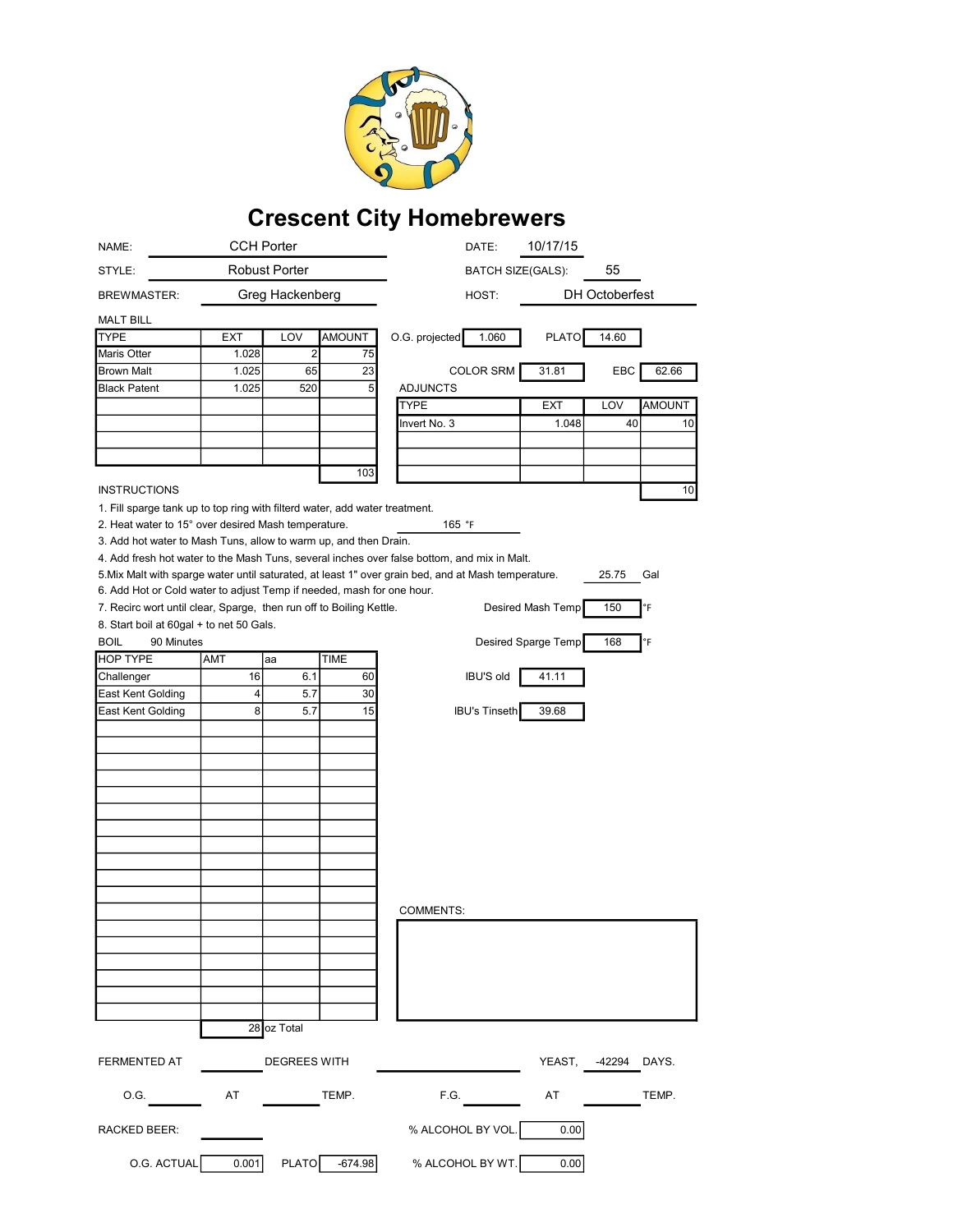# Crescent City Homebrewers

| | | | |
|---|---|---|---|
| NAME: | CCH Porter | DATE: | 10/17/15 |
| STYLE: | Robust Porter | BATCH SIZE(GALS): | 55 |
| BREWMASTER: | Greg Hackenberg | HOST: | DH Octoberfest |

MALT BILL

| TYPE | EXT | LOV | AMOUNT |
|---|---|---|---|
| Maris Otter | 1.028 | 2 | 75 |
| Brown Malt | 1.025 | 65 | 23 |
| Black Patent | 1.025 | 520 | 5 |
| | | | |
| | | | |
| | | | |
| | | | |
| | | | 103 |

O.G. projected: 1.060 PLATO: 14.60

COLOR SRM: 31.81 EBC: 62.66

ADJUNCTS

| TYPE | EXT | LOV | AMOUNT |
|---|---|---|---|
| Invert No. 3 | 1.048 | 40 | 10 |
| | | | |
| | | | |
| | | | |
| | | | 10 |

INSTRUCTIONS

1. Fill sparge tank up to top ring with filterd water, add water treatment.
2. Heat water to 15° over desired Mash temperature. 165 °F
3. Add hot water to Mash Tuns, allow to warm up, and then Drain.
4. Add fresh hot water to the Mash Tuns, several inches over false bottom, and mix in Malt.
5. Mix Malt with sparge water until saturated, at least 1" over grain bed, and at Mash temperature. 25.75 Gal
6. Add Hot or Cold water to adjust Temp if needed, mash for one hour.
7. Recirc wort until clear, Sparge, then run off to Boiling Kettle. Desired Mash Temp: 150 °F
8. Start boil at 60gal + to net 50 Gals.

BOIL 90 Minutes

Desired Sparge Temp: 168 °F

| HOP TYPE | AMT | aa | TIME |
|---|---|---|---|
| Challenger | 16 | 6.1 | 60 |
| East Kent Golding | 4 | 5.7 | 30 |
| East Kent Golding | 8 | 5.7 | 15 |
| | 28 oz Total | | |

IBU'S old: 41.11

IBU's Tinseth: 39.68

COMMENTS:

FERMENTED AT ______ DEGREES WITH ______ YEAST, -42294 DAYS.

O.G. ______ AT ______ TEMP. F.G. ______ AT ______ TEMP.

RACKED BEER: ______ % ALCOHOL BY VOL. 0.00

O.G. ACTUAL 0.001 PLATO -674.98 % ALCOHOL BY WT. 0.00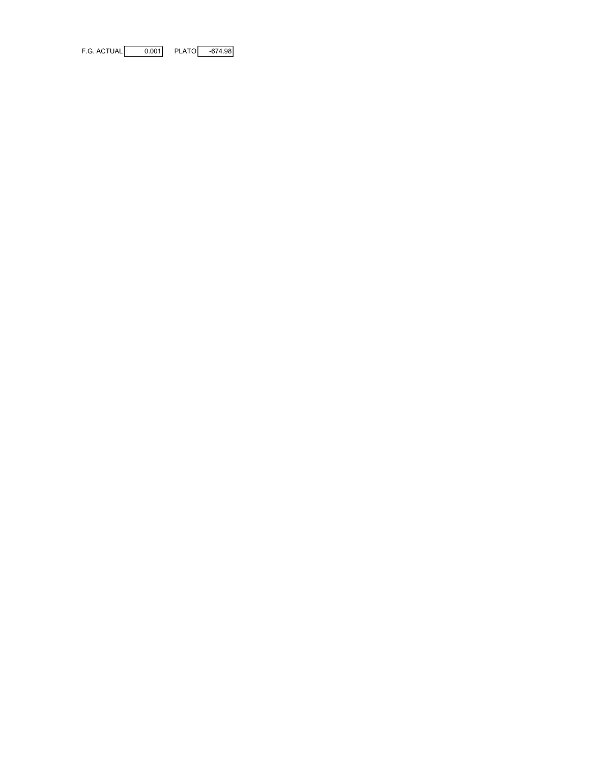| | | | |
|---|---|---|---|
| F.G. ACTUAL | 0.001 | PLATO | -674.98 |